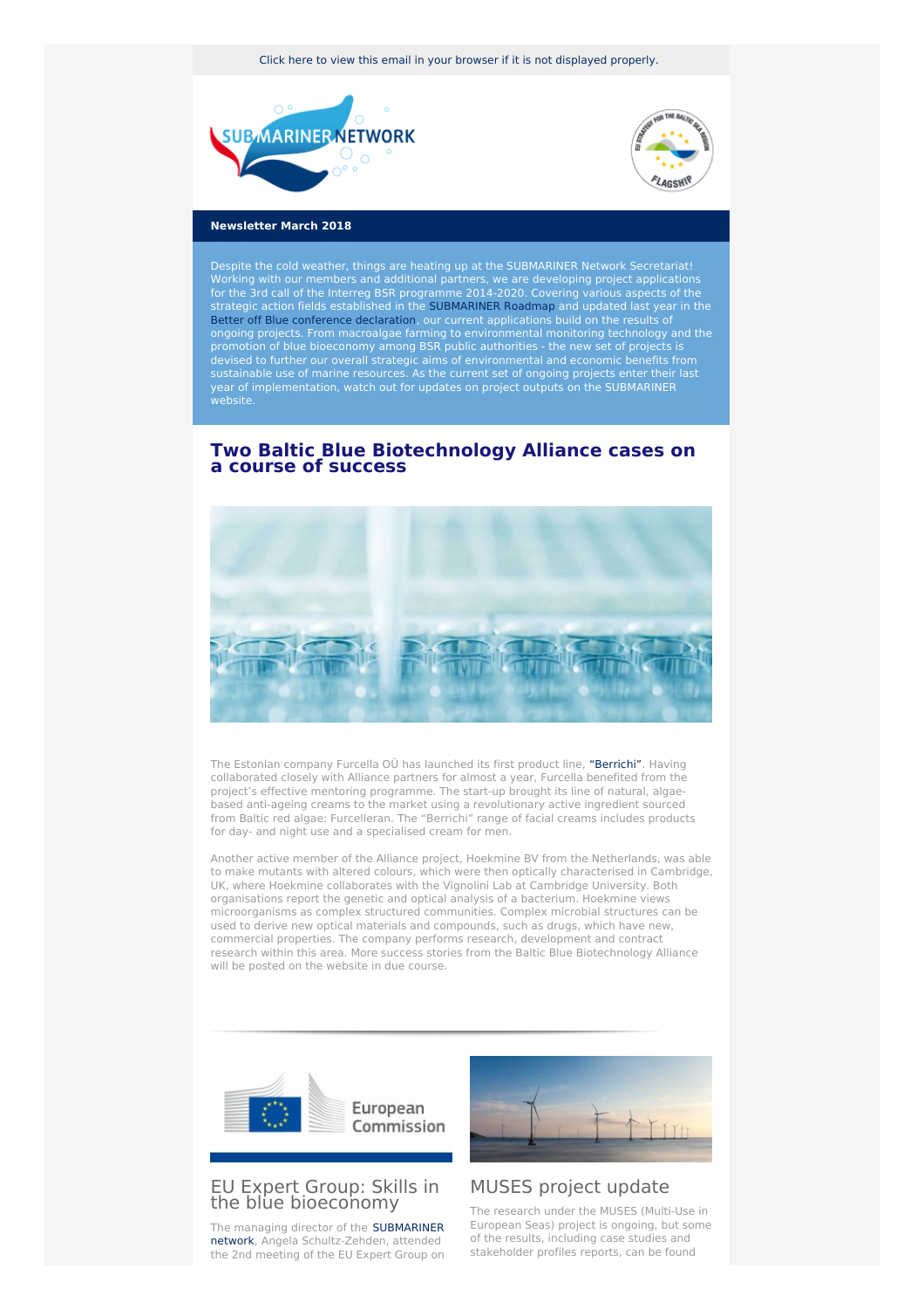Click here to view this email in your browser if it is not displayed properly.

**Newsletter March 2018**

Despite the cold weather, things are heating up at the SUBMARINER Network Secretariat! Working with our members and additional partners, we are developing project applications for the 3rd call of the Interreg BSR programme 2014-2020. Covering various aspects of the strategic action fields established in the SUBMARINER Roadmap and updated last year in the Better off Blue conference declaration, our current applications build on the results of ongoing projects. From macroalgae farming to environmental monitoring technology and the promotion of blue bioeconomy among BSR public authorities - the new set of projects is devised to further our overall strategic aims of environmental and economic benefits from sustainable use of marine resources. As the current set of ongoing projects enter their last year of implementation, watch out for updates on project outputs on the SUBMARINER website.

## Two Baltic Blue Biotechnology Alliance cases on a course of success

The Estonian company Furcella OÜ has launched its first product line, "Berrichi". Having collaborated closely with Alliance partners for almost a year, Furcella benefited from the project's effective mentoring programme. The start-up brought its line of natural, algae-based anti-ageing creams to the market using a revolutionary active ingredient sourced from Baltic red algae: Furcelleran. The "Berrichi" range of facial creams includes products for day- and night use and a specialised cream for men.

Another active member of the Alliance project, Hoekmine BV from the Netherlands, was able to make mutants with altered colours, which were then optically characterised in Cambridge, UK, where Hoekmine collaborates with the Vignolini Lab at Cambridge University. Both organisations report the genetic and optical analysis of a bacterium. Hoekmine views microorganisms as complex structured communities. Complex microbial structures can be used to derive new optical materials and compounds, such as drugs, which have new, commercial properties. The company performs research, development and contract research within this area. More success stories from the Baltic Blue Biotechnology Alliance will be posted on the website in due course.

## EU Expert Group: Skills in the blue bioeconomy

The managing director of the SUBMARINER network, Angela Schultz-Zehden, attended the 2nd meeting of the EU Expert Group on

## MUSES project update

The research under the MUSES (Multi-Use in European Seas) project is ongoing, but some of the results, including case studies and stakeholder profiles reports, can be found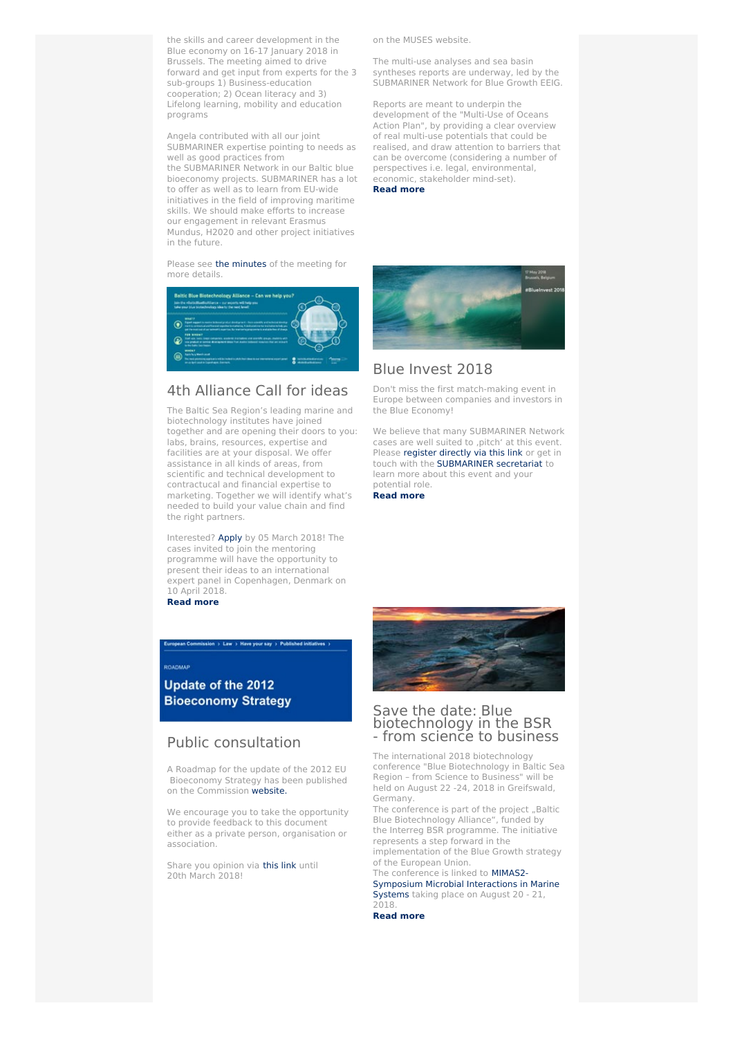the skills and career development in the Blue economy on 16-17 January 2018 in Brussels. The meeting aimed to drive forward and get input from experts for the 3 sub-groups 1) Business-education cooperation; 2) Ocean literacy and 3) Lifelong learning, mobility and education programs

Angela contributed with all our joint SUBMARINER expertise pointing to needs as well as good practices from the SUBMARINER Network in our Baltic blue bioeconomy projects. SUBMARINER has a lot to offer as well as to learn from EU-wide initiatives in the field of improving maritime skills. We should make efforts to increase our engagement in relevant Erasmus Mundus, H2020 and other project initiatives in the future.

Please see the minutes of the meeting for more details.

## 4th Alliance Call for ideas

The Baltic Sea Region's leading marine and biotechnology institutes have joined together and are opening their doors to you: labs, brains, resources, expertise and facilities are at your disposal. We offer assistance in all kinds of areas, from scientific and technical development to contractual and financial expertise to marketing. Together we will identify what's needed to build your value chain and find the right partners.

Interested? Apply by 05 March 2018! The cases invited to join the mentoring programme will have the opportunity to present their ideas to an international expert panel in Copenhagen, Denmark on 10 April 2018.

**Read more**

## Public consultation

A Roadmap for the update of the 2012 EU Bioeconomy Strategy has been published on the Commission website.

We encourage you to take the opportunity to provide feedback to this document either as a private person, organisation or association.

Share you opinion via this link until 20th March 2018!

on the MUSES website.

The multi-use analyses and sea basin syntheses reports are underway, led by the SUBMARINER Network for Blue Growth EEIG.

Reports are meant to underpin the development of the "Multi-Use of Oceans Action Plan", by providing a clear overview of real multi-use potentials that could be realised, and draw attention to barriers that can be overcome (considering a number of perspectives i.e. legal, environmental, economic, stakeholder mind-set).

**Read more**

## Blue Invest 2018

Don't miss the first match-making event in Europe between companies and investors in the Blue Economy!

We believe that many SUBMARINER Network cases are well suited to ‚pitch' at this event. Please register directly via this link or get in touch with the SUBMARINER secretariat to learn more about this event and your potential role.

**Read more**

## Save the date: Blue biotechnology in the BSR - from science to business

The international 2018 biotechnology conference "Blue Biotechnology in Baltic Sea Region – from Science to Business" will be held on August 22 -24, 2018 in Greifswald, Germany.

The conference is part of the project „Baltic Blue Biotechnology Alliance", funded by the Interreg BSR programme. The initiative represents a step forward in the implementation of the Blue Growth strategy of the European Union.

The conference is linked to MIMAS2-Symposium Microbial Interactions in Marine Systems taking place on August 20 - 21, 2018.

**Read more**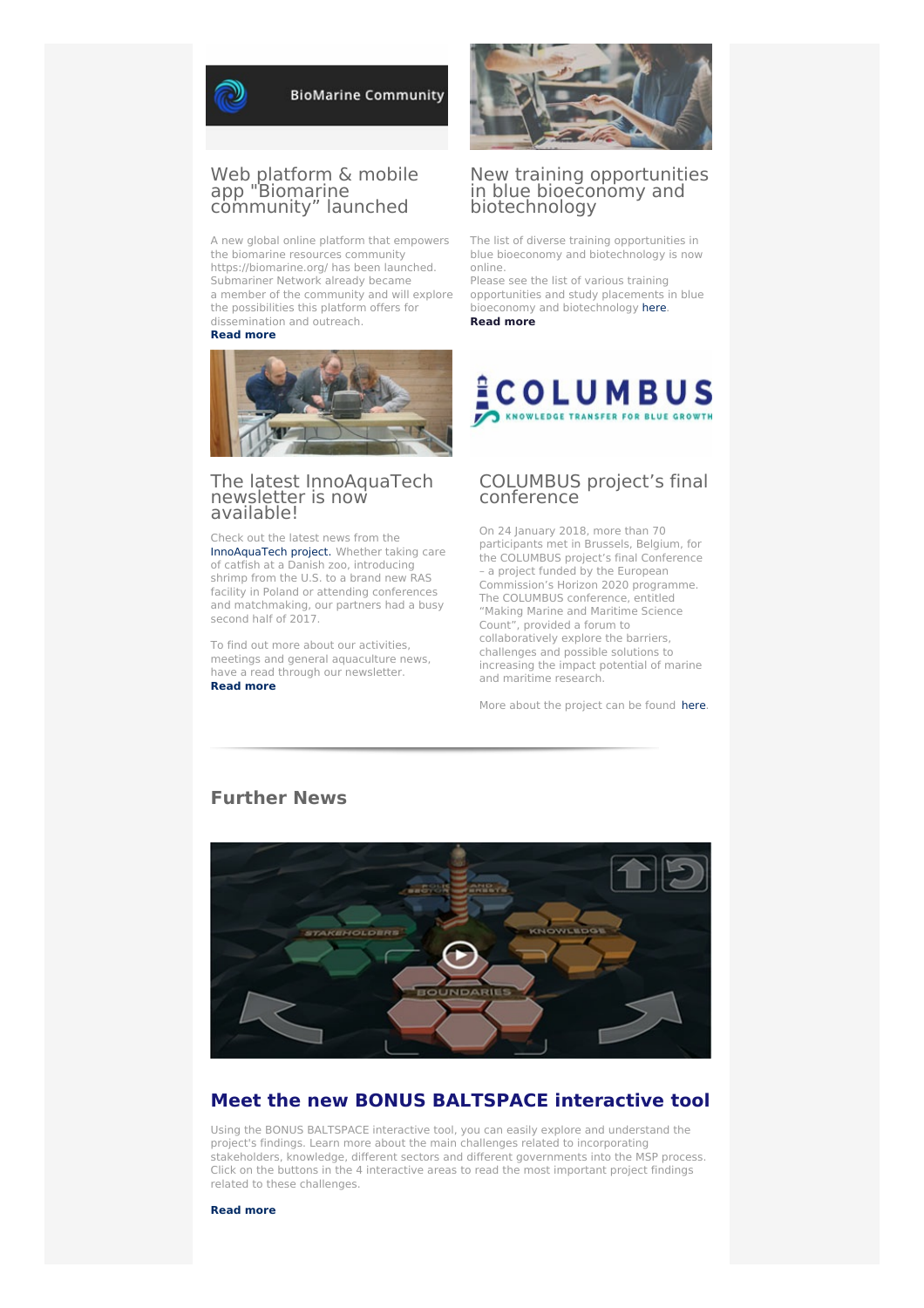## Web platform & mobile app "Biomarine community" launched

A new global online platform that empowers the biomarine resources community https://biomarine.org/ has been launched. Submariner Network already became a member of the community and will explore the possibilities this platform offers for dissemination and outreach.

**Read more**

## New training opportunities in blue bioeconomy and biotechnology

The list of diverse training opportunities in blue bioeconomy and biotechnology is now online.

Please see the list of various training opportunities and study placements in blue bioeconomy and biotechnology here.

**Read more**

## The latest InnoAquaTech newsletter is now available!

Check out the latest news from the InnoAquaTech project. Whether taking care of catfish at a Danish zoo, introducing shrimp from the U.S. to a brand new RAS facility in Poland or attending conferences and matchmaking, our partners had a busy second half of 2017.

To find out more about our activities, meetings and general aquaculture news, have a read through our newsletter.

**Read more**

## COLUMBUS project's final conference

On 24 January 2018, more than 70 participants met in Brussels, Belgium, for the COLUMBUS project's final Conference – a project funded by the European Commission's Horizon 2020 programme. The COLUMBUS conference, entitled "Making Marine and Maritime Science Count", provided a forum to collaboratively explore the barriers, challenges and possible solutions to increasing the impact potential of marine and maritime research.

More about the project can be found here.

## Further News

## Meet the new BONUS BALTSPACE interactive tool

Using the BONUS BALTSPACE interactive tool, you can easily explore and understand the project's findings. Learn more about the main challenges related to incorporating stakeholders, knowledge, different sectors and different governments into the MSP process. Click on the buttons in the 4 interactive areas to read the most important project findings related to these challenges.

**Read more**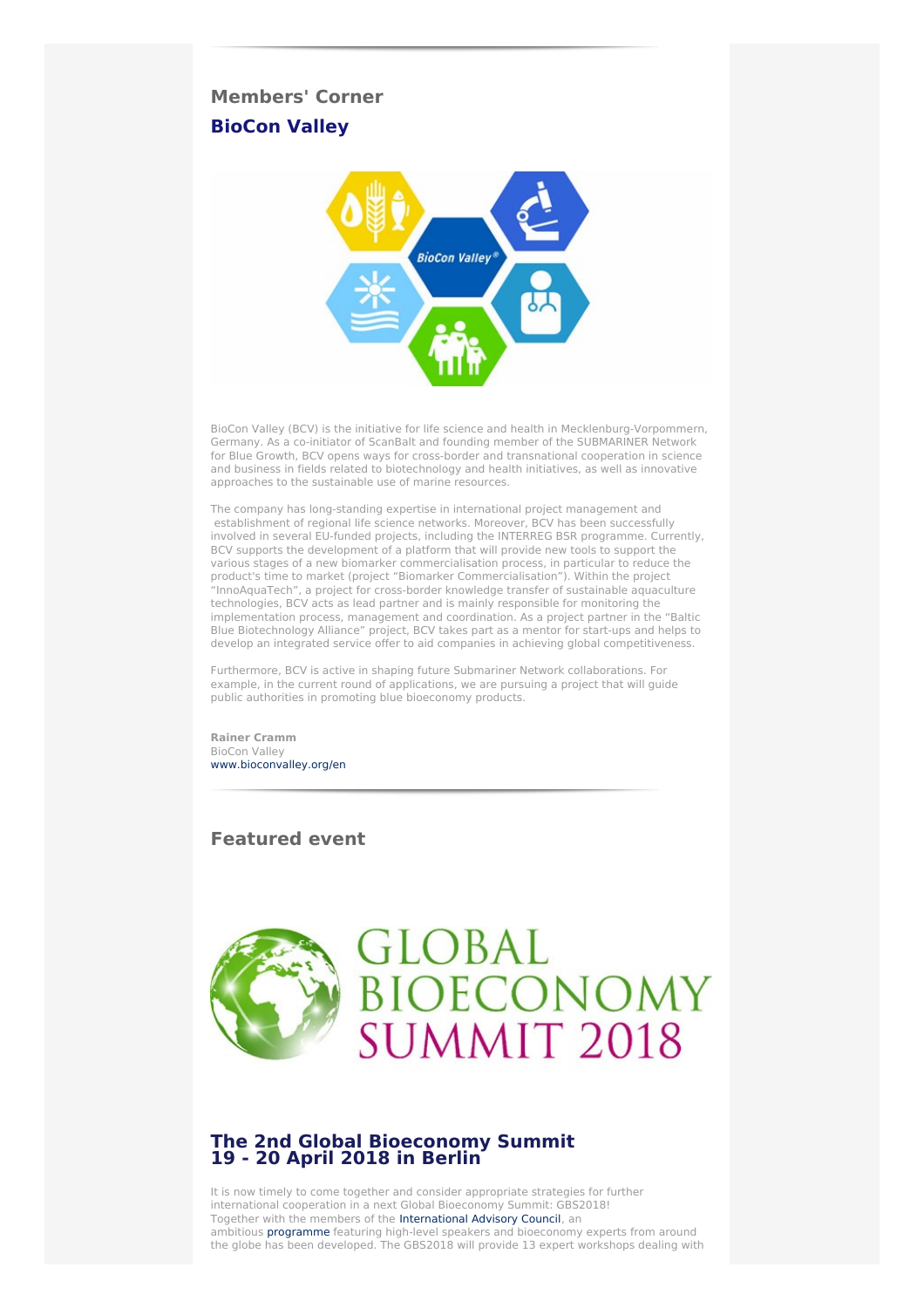## Members' Corner

### BioCon Valley

BioCon Valley (BCV) is the initiative for life science and health in Mecklenburg-Vorpommern, Germany. As a co-initiator of ScanBalt and founding member of the SUBMARINER Network for Blue Growth, BCV opens ways for cross-border and transnational cooperation in science and business in fields related to biotechnology and health initiatives, as well as innovative approaches to the sustainable use of marine resources.

The company has long-standing expertise in international project management and establishment of regional life science networks. Moreover, BCV has been successfully involved in several EU-funded projects, including the INTERREG BSR programme. Currently, BCV supports the development of a platform that will provide new tools to support the various stages of a new biomarker commercialisation process, in particular to reduce the product's time to market (project "Biomarker Commercialisation"). Within the project "InnoAquaTech", a project for cross-border knowledge transfer of sustainable aquaculture technologies, BCV acts as lead partner and is mainly responsible for monitoring the implementation process, management and coordination. As a project partner in the "Baltic Blue Biotechnology Alliance" project, BCV takes part as a mentor for start-ups and helps to develop an integrated service offer to aid companies in achieving global competitiveness.

Furthermore, BCV is active in shaping future Submariner Network collaborations. For example, in the current round of applications, we are pursuing a project that will guide public authorities in promoting blue bioeconomy products.

**Rainer Cramm**
BioCon Valley
www.bioconvalley.org/en

## Featured event

GLOBAL BIOECONOMY SUMMIT 2018

### The 2nd Global Bioeconomy Summit 19 - 20 April 2018 in Berlin

It is now timely to come together and consider appropriate strategies for further international cooperation in a next Global Bioeconomy Summit: GBS2018!
Together with the members of the International Advisory Council, an ambitious programme featuring high-level speakers and bioeconomy experts from around the globe has been developed. The GBS2018 will provide 13 expert workshops dealing with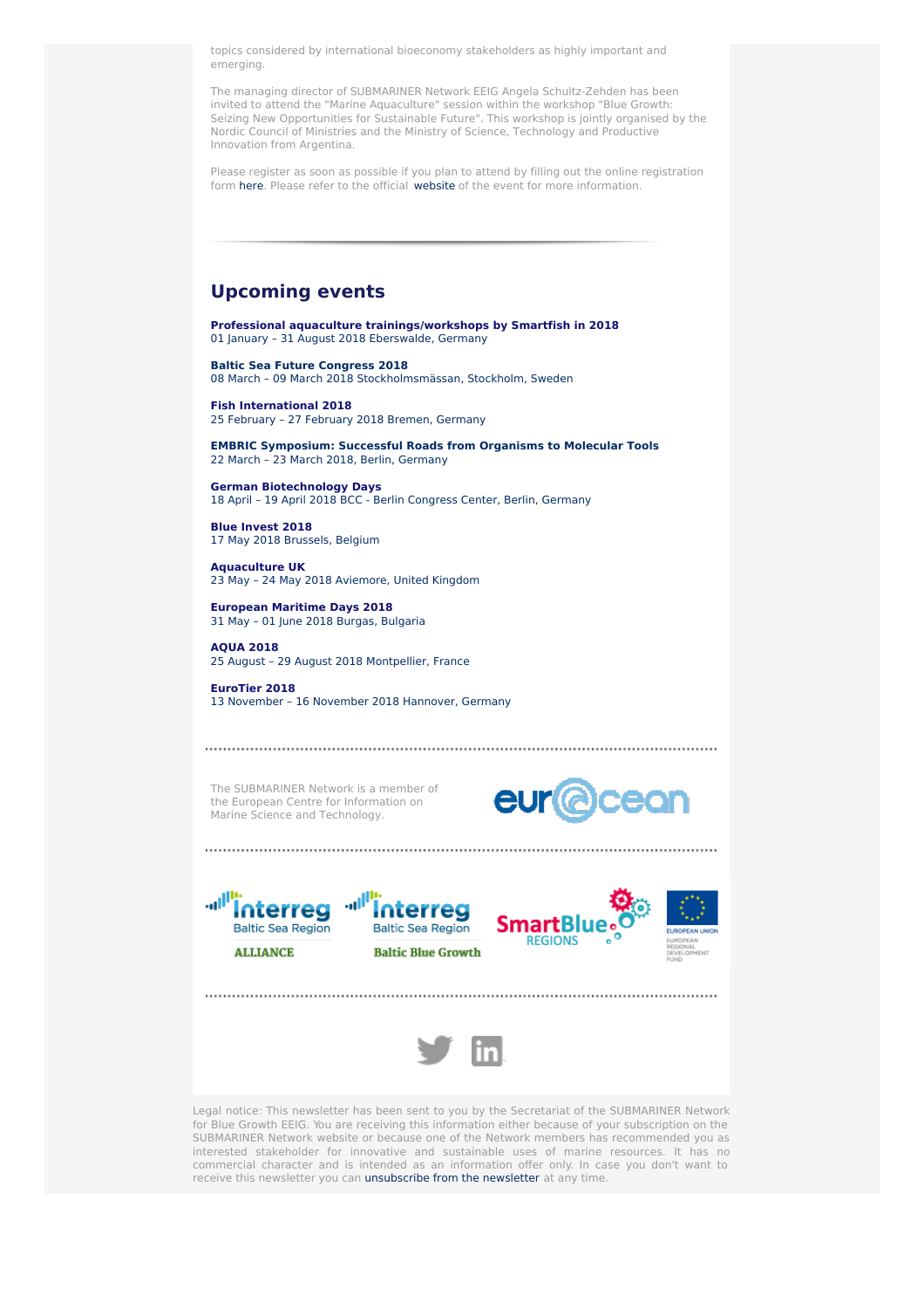topics considered by international bioeconomy stakeholders as highly important and emerging.

The managing director of SUBMARINER Network EEIG Angela Schultz-Zehden has been invited to attend the "Marine Aquaculture" session within the workshop "Blue Growth: Seizing New Opportunities for Sustainable Future". This workshop is jointly organised by the Nordic Council of Ministries and the Ministry of Science, Technology and Productive Innovation from Argentina.

Please register as soon as possible if you plan to attend by filling out the online registration form here. Please refer to the official website of the event for more information.

## Upcoming events

**Professional aquaculture trainings/workshops by Smartfish in 2018**
01 January – 31 August 2018 Eberswalde, Germany

**Baltic Sea Future Congress 2018**
08 March – 09 March 2018 Stockholmsmässan, Stockholm, Sweden

**Fish International 2018**
25 February – 27 February 2018 Bremen, Germany

**EMBRIC Symposium: Successful Roads from Organisms to Molecular Tools**
22 March – 23 March 2018, Berlin, Germany

**German Biotechnology Days**
18 April – 19 April 2018 BCC - Berlin Congress Center, Berlin, Germany

**Blue Invest 2018**
17 May 2018 Brussels, Belgium

**Aquaculture UK**
23 May – 24 May 2018 Aviemore, United Kingdom

**European Maritime Days 2018**
31 May – 01 June 2018 Burgas, Bulgaria

**AQUA 2018**
25 August – 29 August 2018 Montpellier, France

**EuroTier 2018**
13 November – 16 November 2018 Hannover, Germany

The SUBMARINER Network is a member of the European Centre for Information on Marine Science and Technology.

Legal notice: This newsletter has been sent to you by the Secretariat of the SUBMARINER Network for Blue Growth EEIG. You are receiving this information either because of your subscription on the SUBMARINER Network website or because one of the Network members has recommended you as interested stakeholder for innovative and sustainable uses of marine resources. It has no commercial character and is intended as an information offer only. In case you don't want to receive this newsletter you can unsubscribe from the newsletter at any time.